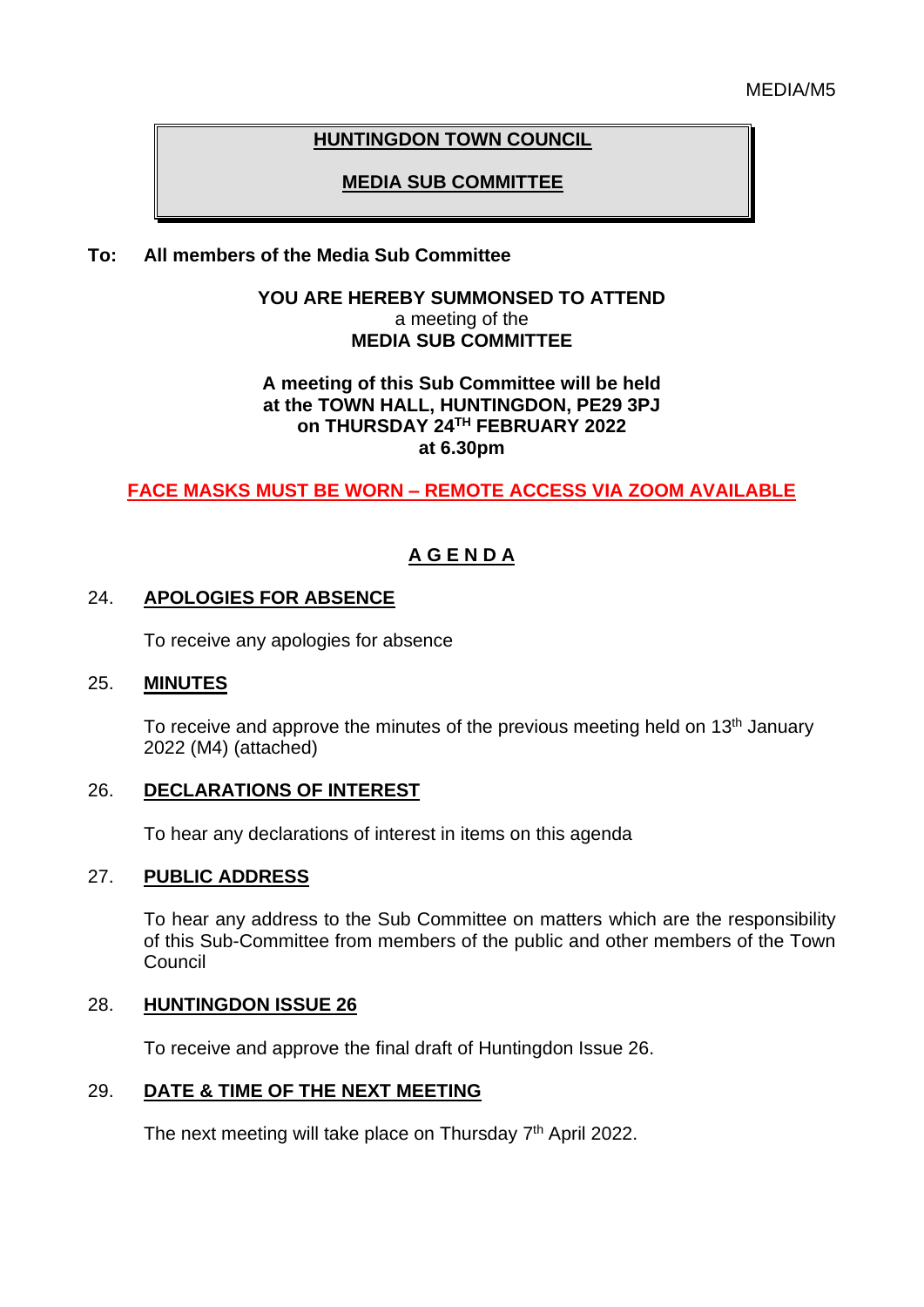MEDIA/M5

# HUNTINGDON TOWN COUNCIL

## MEDIA SUB COMMITTEE

**To: All members of the Media Sub Committee**

**YOU ARE HEREBY SUMMONSED TO ATTEND**
a meeting of the
**MEDIA SUB COMMITTEE**

**A meeting of this Sub Committee will be held at the TOWN HALL, HUNTINGDON, PE29 3PJ on THURSDAY 24TH FEBRUARY 2022 at 6.30pm**

**FACE MASKS MUST BE WORN – REMOTE ACCESS VIA ZOOM AVAILABLE**

## A G E N D A

24. **APOLOGIES FOR ABSENCE**

    To receive any apologies for absence

25. **MINUTES**

    To receive and approve the minutes of the previous meeting held on 13th January 2022 (M4) (attached)

26. **DECLARATIONS OF INTEREST**

    To hear any declarations of interest in items on this agenda

27. **PUBLIC ADDRESS**

    To hear any address to the Sub Committee on matters which are the responsibility of this Sub-Committee from members of the public and other members of the Town Council

28. **HUNTINGDON ISSUE 26**

    To receive and approve the final draft of Huntingdon Issue 26.

29. **DATE & TIME OF THE NEXT MEETING**

    The next meeting will take place on Thursday 7th April 2022.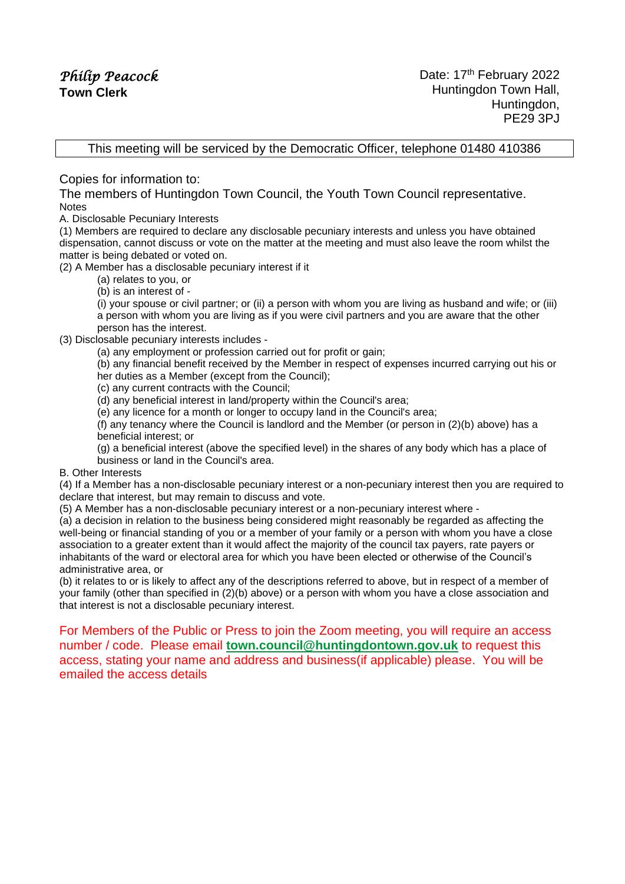*Philip Peacock*
**Town Clerk**

Date: 17th February 2022
Huntingdon Town Hall,
Huntingdon,
PE29 3PJ

This meeting will be serviced by the Democratic Officer, telephone 01480 410386

Copies for information to:

The members of Huntingdon Town Council, the Youth Town Council representative.

Notes

A. Disclosable Pecuniary Interests

(1) Members are required to declare any disclosable pecuniary interests and unless you have obtained dispensation, cannot discuss or vote on the matter at the meeting and must also leave the room whilst the matter is being debated or voted on.

(2) A Member has a disclosable pecuniary interest if it

- (a) relates to you, or
- (b) is an interest of -

  (i) your spouse or civil partner; or (ii) a person with whom you are living as husband and wife; or (iii) a person with whom you are living as if you were civil partners and you are aware that the other person has the interest.

(3) Disclosable pecuniary interests includes -

- (a) any employment or profession carried out for profit or gain;
- (b) any financial benefit received by the Member in respect of expenses incurred carrying out his or her duties as a Member (except from the Council);
- (c) any current contracts with the Council;
- (d) any beneficial interest in land/property within the Council's area;
- (e) any licence for a month or longer to occupy land in the Council's area;
- (f) any tenancy where the Council is landlord and the Member (or person in (2)(b) above) has a beneficial interest; or
- (g) a beneficial interest (above the specified level) in the shares of any body which has a place of business or land in the Council's area.

B. Other Interests

(4) If a Member has a non-disclosable pecuniary interest or a non-pecuniary interest then you are required to declare that interest, but may remain to discuss and vote.

(5) A Member has a non-disclosable pecuniary interest or a non-pecuniary interest where -

(a) a decision in relation to the business being considered might reasonably be regarded as affecting the well-being or financial standing of you or a member of your family or a person with whom you have a close association to a greater extent than it would affect the majority of the council tax payers, rate payers or inhabitants of the ward or electoral area for which you have been elected or otherwise of the Council's administrative area, or

(b) it relates to or is likely to affect any of the descriptions referred to above, but in respect of a member of your family (other than specified in (2)(b) above) or a person with whom you have a close association and that interest is not a disclosable pecuniary interest.

For Members of the Public or Press to join the Zoom meeting, you will require an access number / code. Please email **town.council@huntingdontown.gov.uk** to request this access, stating your name and address and business(if applicable) please. You will be emailed the access details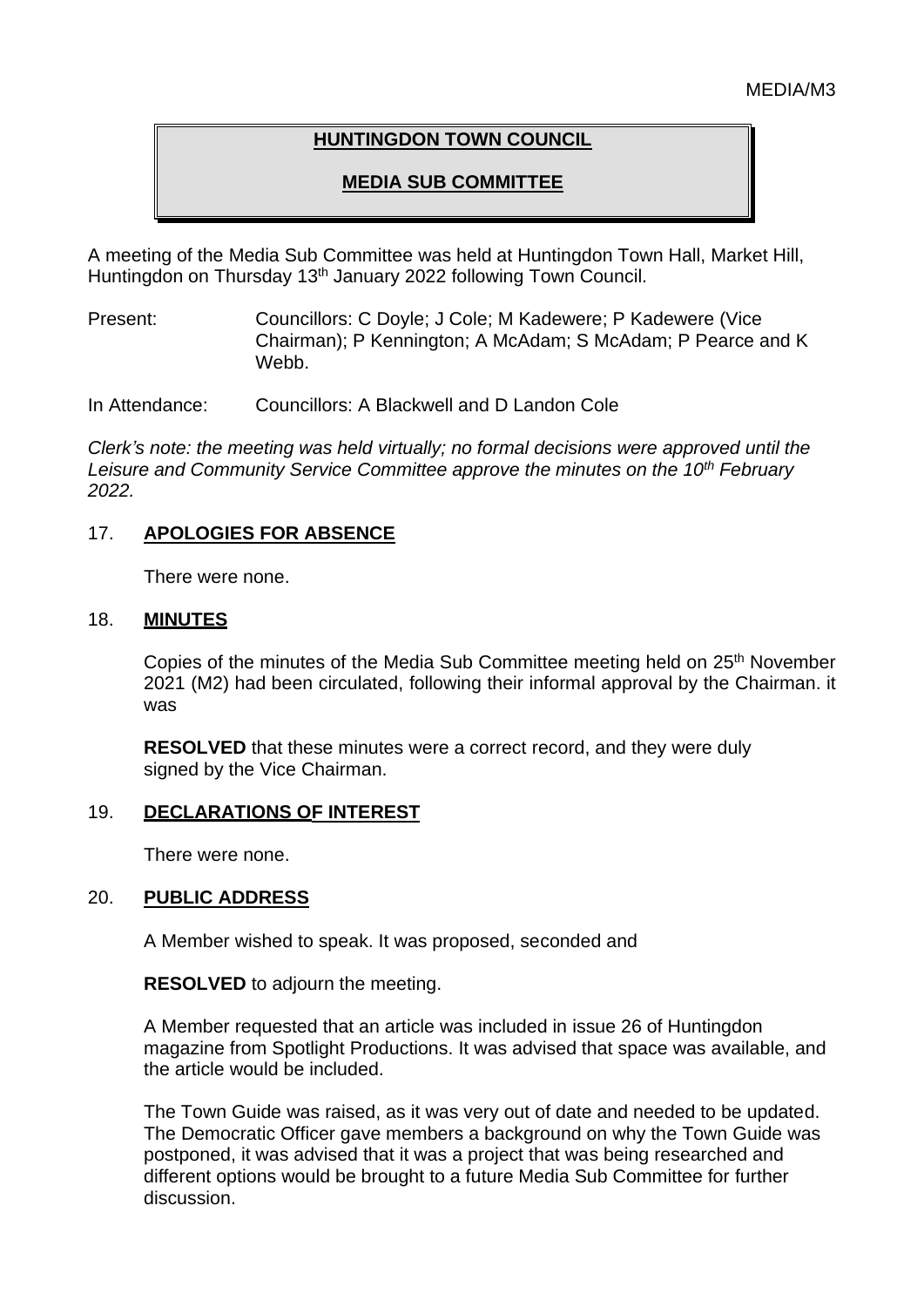MEDIA/M3

# HUNTINGDON TOWN COUNCIL

## MEDIA SUB COMMITTEE

A meeting of the Media Sub Committee was held at Huntingdon Town Hall, Market Hill, Huntingdon on Thursday 13th January 2022 following Town Council.

Present: Councillors: C Doyle; J Cole; M Kadewere; P Kadewere (Vice Chairman); P Kennington; A McAdam; S McAdam; P Pearce and K Webb.

In Attendance: Councillors: A Blackwell and D Landon Cole

*Clerk's note: the meeting was held virtually; no formal decisions were approved until the Leisure and Community Service Committee approve the minutes on the 10th February 2022.*

### 17. APOLOGIES FOR ABSENCE

There were none.

### 18. MINUTES

Copies of the minutes of the Media Sub Committee meeting held on 25th November 2021 (M2) had been circulated, following their informal approval by the Chairman. it was

**RESOLVED** that these minutes were a correct record, and they were duly signed by the Vice Chairman.

### 19. DECLARATIONS OF INTEREST

There were none.

### 20. PUBLIC ADDRESS

A Member wished to speak. It was proposed, seconded and

**RESOLVED** to adjourn the meeting.

A Member requested that an article was included in issue 26 of Huntingdon magazine from Spotlight Productions. It was advised that space was available, and the article would be included.

The Town Guide was raised, as it was very out of date and needed to be updated. The Democratic Officer gave members a background on why the Town Guide was postponed, it was advised that it was a project that was being researched and different options would be brought to a future Media Sub Committee for further discussion.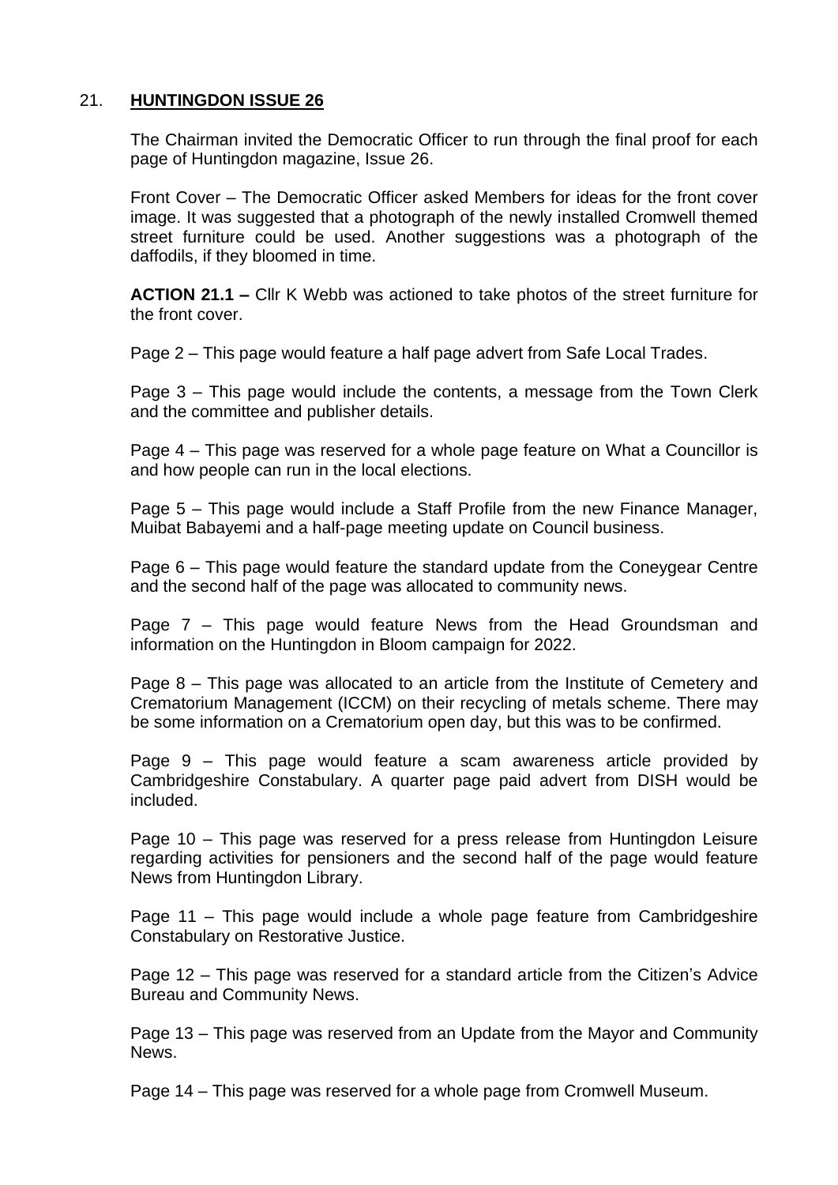## 21. **HUNTINGDON ISSUE 26**

The Chairman invited the Democratic Officer to run through the final proof for each page of Huntingdon magazine, Issue 26.

Front Cover – The Democratic Officer asked Members for ideas for the front cover image. It was suggested that a photograph of the newly installed Cromwell themed street furniture could be used. Another suggestions was a photograph of the daffodils, if they bloomed in time.

**ACTION 21.1 –** Cllr K Webb was actioned to take photos of the street furniture for the front cover.

Page 2 – This page would feature a half page advert from Safe Local Trades.

Page 3 – This page would include the contents, a message from the Town Clerk and the committee and publisher details.

Page 4 – This page was reserved for a whole page feature on What a Councillor is and how people can run in the local elections.

Page 5 – This page would include a Staff Profile from the new Finance Manager, Muibat Babayemi and a half-page meeting update on Council business.

Page 6 – This page would feature the standard update from the Coneygear Centre and the second half of the page was allocated to community news.

Page 7 – This page would feature News from the Head Groundsman and information on the Huntingdon in Bloom campaign for 2022.

Page 8 – This page was allocated to an article from the Institute of Cemetery and Crematorium Management (ICCM) on their recycling of metals scheme. There may be some information on a Crematorium open day, but this was to be confirmed.

Page 9 – This page would feature a scam awareness article provided by Cambridgeshire Constabulary. A quarter page paid advert from DISH would be included.

Page 10 – This page was reserved for a press release from Huntingdon Leisure regarding activities for pensioners and the second half of the page would feature News from Huntingdon Library.

Page 11 – This page would include a whole page feature from Cambridgeshire Constabulary on Restorative Justice.

Page 12 – This page was reserved for a standard article from the Citizen's Advice Bureau and Community News.

Page 13 – This page was reserved from an Update from the Mayor and Community News.

Page 14 – This page was reserved for a whole page from Cromwell Museum.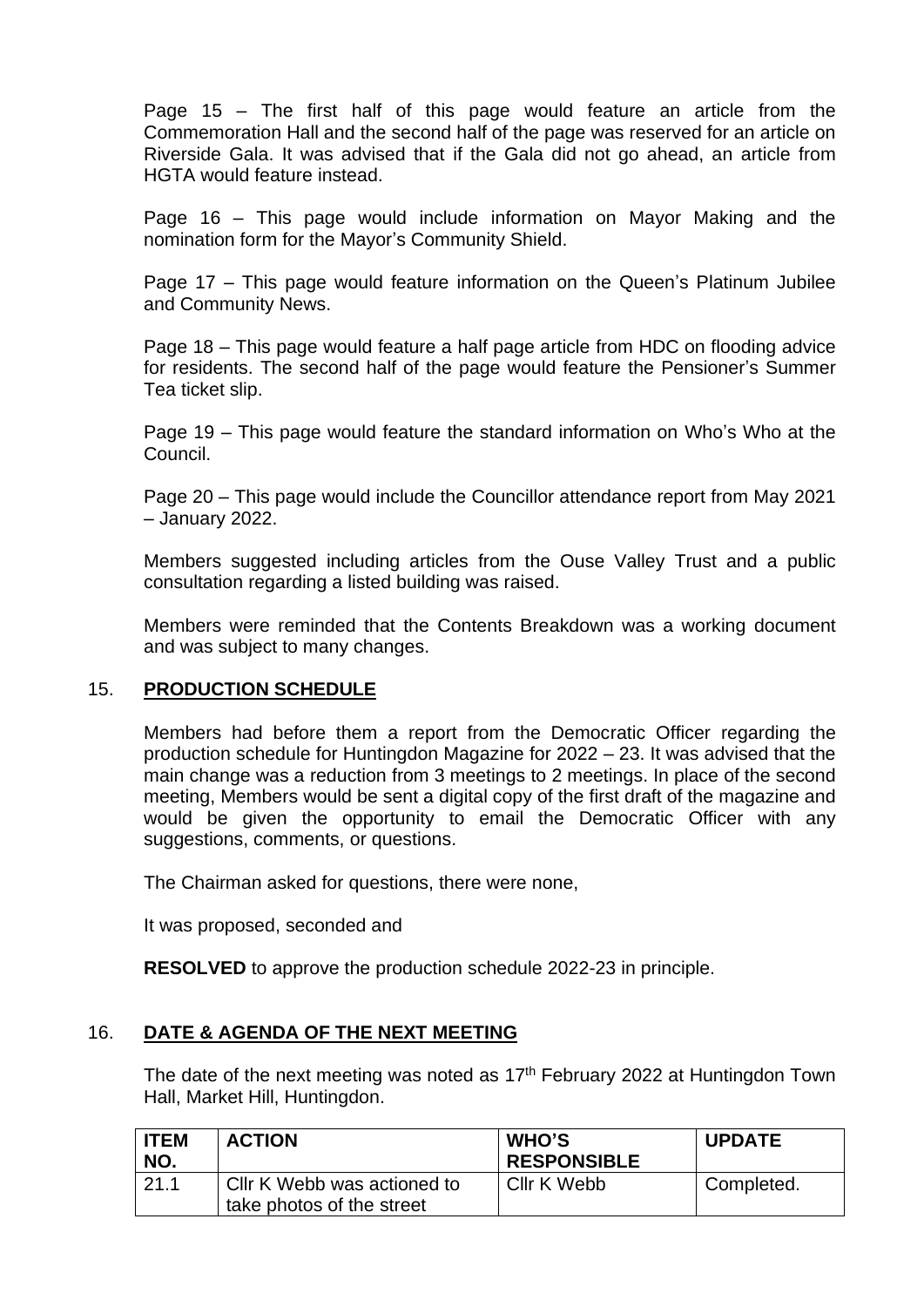Page 15 – The first half of this page would feature an article from the Commemoration Hall and the second half of the page was reserved for an article on Riverside Gala. It was advised that if the Gala did not go ahead, an article from HGTA would feature instead.

Page 16 – This page would include information on Mayor Making and the nomination form for the Mayor's Community Shield.

Page 17 – This page would feature information on the Queen's Platinum Jubilee and Community News.

Page 18 – This page would feature a half page article from HDC on flooding advice for residents. The second half of the page would feature the Pensioner's Summer Tea ticket slip.

Page 19 – This page would feature the standard information on Who's Who at the Council.

Page 20 – This page would include the Councillor attendance report from May 2021 – January 2022.

Members suggested including articles from the Ouse Valley Trust and a public consultation regarding a listed building was raised.

Members were reminded that the Contents Breakdown was a working document and was subject to many changes.

## 15. PRODUCTION SCHEDULE

Members had before them a report from the Democratic Officer regarding the production schedule for Huntingdon Magazine for 2022 – 23. It was advised that the main change was a reduction from 3 meetings to 2 meetings. In place of the second meeting, Members would be sent a digital copy of the first draft of the magazine and would be given the opportunity to email the Democratic Officer with any suggestions, comments, or questions.

The Chairman asked for questions, there were none,

It was proposed, seconded and

**RESOLVED** to approve the production schedule 2022-23 in principle.

## 16. DATE & AGENDA OF THE NEXT MEETING

The date of the next meeting was noted as 17th February 2022 at Huntingdon Town Hall, Market Hill, Huntingdon.

| ITEM NO. | ACTION | WHO'S RESPONSIBLE | UPDATE |
|---|---|---|---|
| 21.1 | Cllr K Webb was actioned to take photos of the street | Cllr K Webb | Completed. |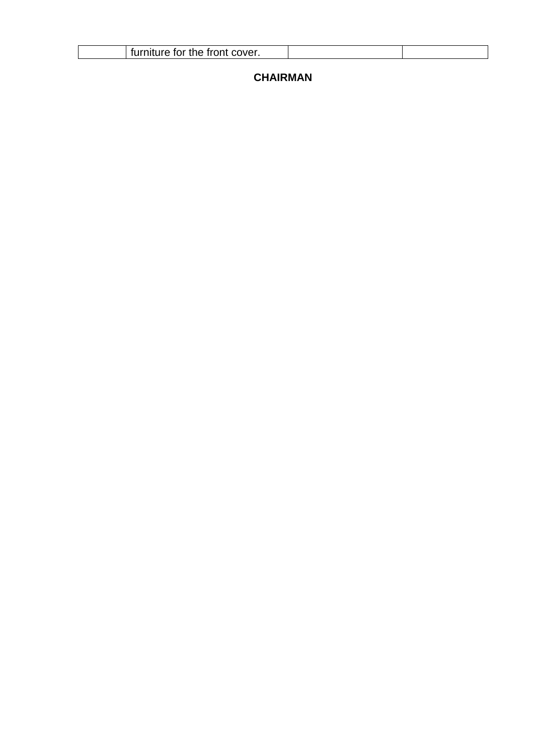| | | | |
|---|---|---|---|
| | furniture for the front cover. | | |

**CHAIRMAN**